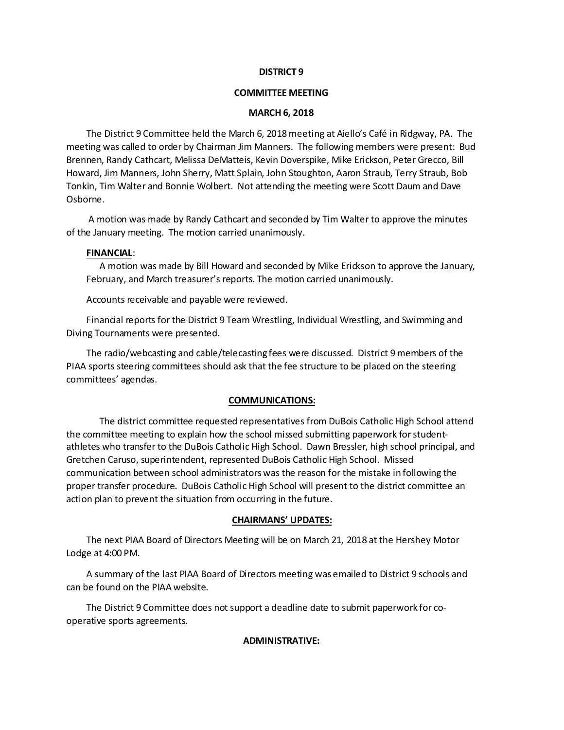**DISTRICT 9**

**COMMITTEE MEETING**

**MARCH 6, 2018**

The District 9 Committee held the March 6, 2018 meeting at Aiello's Café in Ridgway, PA. The meeting was called to order by Chairman Jim Manners. The following members were present: Bud Brennen, Randy Cathcart, Melissa DeMatteis, Kevin Doverspike, Mike Erickson, Peter Grecco, Bill Howard, Jim Manners, John Sherry, Matt Splain, John Stoughton, Aaron Straub, Terry Straub, Bob Tonkin, Tim Walter and Bonnie Wolbert. Not attending the meeting were Scott Daum and Dave Osborne.

A motion was made by Randy Cathcart and seconded by Tim Walter to approve the minutes of the January meeting. The motion carried unanimously.

**FINANCIAL**:

A motion was made by Bill Howard and seconded by Mike Erickson to approve the January, February, and March treasurer's reports. The motion carried unanimously.

Accounts receivable and payable were reviewed.

Financial reports for the District 9 Team Wrestling, Individual Wrestling, and Swimming and Diving Tournaments were presented.

The radio/webcasting and cable/telecasting fees were discussed. District 9 members of the PIAA sports steering committees should ask that the fee structure to be placed on the steering committees' agendas.

**COMMUNICATIONS:**

The district committee requested representatives from DuBois Catholic High School attend the committee meeting to explain how the school missed submitting paperwork for student-athletes who transfer to the DuBois Catholic High School. Dawn Bressler, high school principal, and Gretchen Caruso, superintendent, represented DuBois Catholic High School. Missed communication between school administrators was the reason for the mistake in following the proper transfer procedure. DuBois Catholic High School will present to the district committee an action plan to prevent the situation from occurring in the future.

**CHAIRMANS' UPDATES:**

The next PIAA Board of Directors Meeting will be on March 21, 2018 at the Hershey Motor Lodge at 4:00 PM.

A summary of the last PIAA Board of Directors meeting was emailed to District 9 schools and can be found on the PIAA website.

The District 9 Committee does not support a deadline date to submit paperwork for co-operative sports agreements.

**ADMINISTRATIVE:**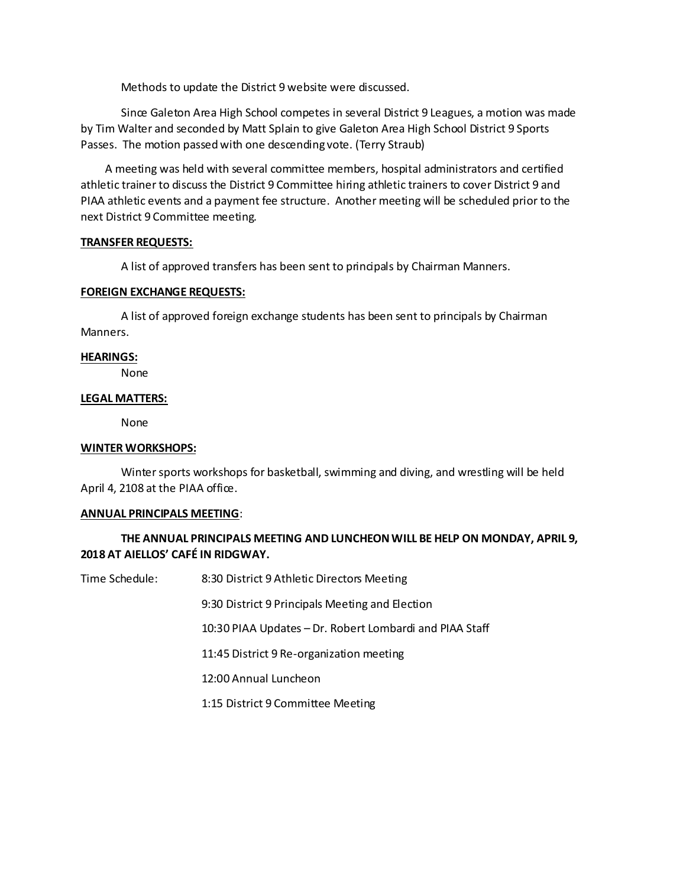Methods to update the District 9 website were discussed.

Since Galeton Area High School competes in several District 9 Leagues, a motion was made by Tim Walter and seconded by Matt Splain to give Galeton Area High School District 9 Sports Passes. The motion passed with one descending vote. (Terry Straub)

A meeting was held with several committee members, hospital administrators and certified athletic trainer to discuss the District 9 Committee hiring athletic trainers to cover District 9 and PIAA athletic events and a payment fee structure. Another meeting will be scheduled prior to the next District 9 Committee meeting.

**TRANSFER REQUESTS:**

A list of approved transfers has been sent to principals by Chairman Manners.

**FOREIGN EXCHANGE REQUESTS:**

A list of approved foreign exchange students has been sent to principals by Chairman Manners.

**HEARINGS:**

None

**LEGAL MATTERS:**

None

**WINTER WORKSHOPS:**

Winter sports workshops for basketball, swimming and diving, and wrestling will be held April 4, 2108 at the PIAA office.

**ANNUAL PRINCIPALS MEETING**:

**THE ANNUAL PRINCIPALS MEETING AND LUNCHEON WILL BE HELP ON MONDAY, APRIL 9, 2018 AT AIELLOS' CAFÉ IN RIDGWAY.**

Time Schedule:

- 8:30 District 9 Athletic Directors Meeting
- 9:30 District 9 Principals Meeting and Election
- 10:30 PIAA Updates – Dr. Robert Lombardi and PIAA Staff
- 11:45 District 9 Re-organization meeting
- 12:00 Annual Luncheon
- 1:15 District 9 Committee Meeting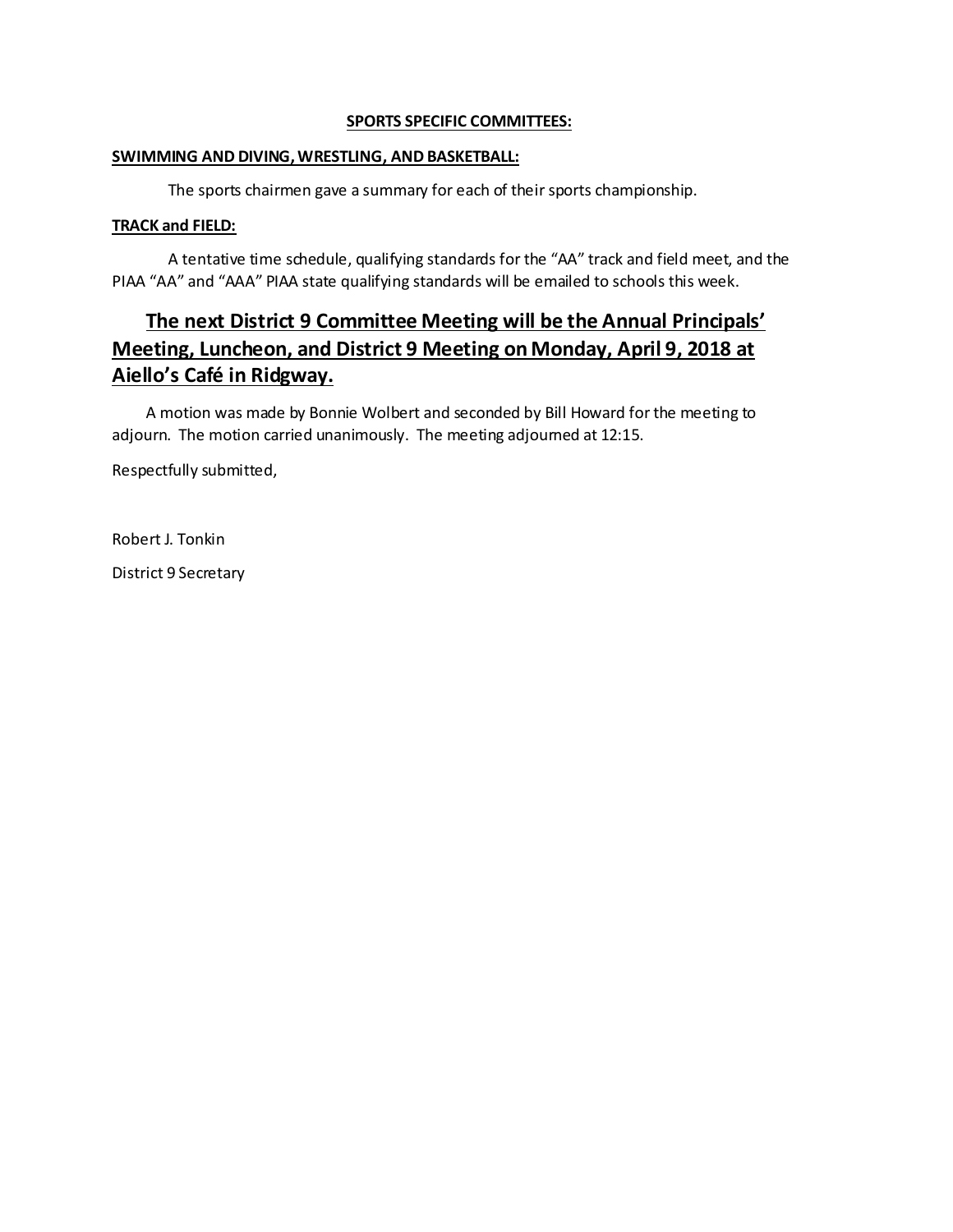**SPORTS SPECIFIC COMMITTEES:**

**SWIMMING AND DIVING, WRESTLING, AND BASKETBALL:**

The sports chairmen gave a summary for each of their sports championship.

**TRACK and FIELD:**

A tentative time schedule, qualifying standards for the "AA" track and field meet, and the PIAA "AA" and "AAA" PIAA state qualifying standards will be emailed to schools this week.

## The next District 9 Committee Meeting will be the Annual Principals' Meeting, Luncheon, and District 9 Meeting on Monday, April 9, 2018 at Aiello's Café in Ridgway.

A motion was made by Bonnie Wolbert and seconded by Bill Howard for the meeting to adjourn. The motion carried unanimously. The meeting adjourned at 12:15.

Respectfully submitted,

Robert J. Tonkin

District 9 Secretary